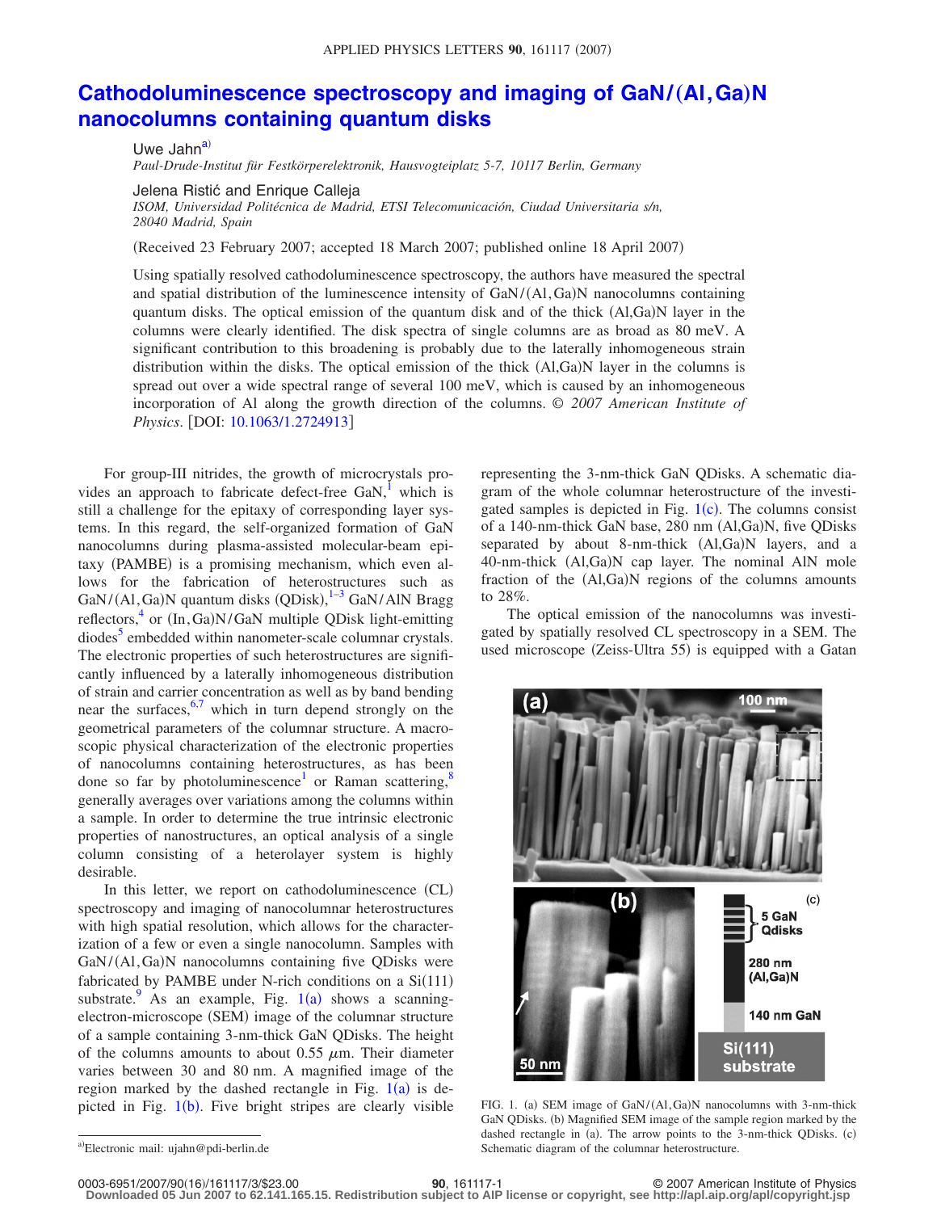# Cathodoluminescence spectroscopy and imaging of GaN/(Al,Ga)N nanocolumns containing quantum disks

Uwe Jahn[a)]

*Paul-Drude-Institut für Festkörperelektronik, Hausvogteiplatz 5-7, 10117 Berlin, Germany*

Jelena Ristić and Enrique Calleja

*ISOM, Universidad Politécnica de Madrid, ETSI Telecomunicación, Ciudad Universitaria s/n, 28040 Madrid, Spain*

(Received 23 February 2007; accepted 18 March 2007; published online 18 April 2007)

Using spatially resolved cathodoluminescence spectroscopy, the authors have measured the spectral and spatial distribution of the luminescence intensity of GaN/(Al,Ga)N nanocolumns containing quantum disks. The optical emission of the quantum disk and of the thick (Al,Ga)N layer in the columns were clearly identified. The disk spectra of single columns are as broad as 80 meV. A significant contribution to this broadening is probably due to the laterally inhomogeneous strain distribution within the disks. The optical emission of the thick (Al,Ga)N layer in the columns is spread out over a wide spectral range of several 100 meV, which is caused by an inhomogeneous incorporation of Al along the growth direction of the columns. © *2007 American Institute of Physics*. [DOI: 10.1063/1.2724913]

For group-III nitrides, the growth of microcrystals provides an approach to fabricate defect-free GaN,[1] which is still a challenge for the epitaxy of corresponding layer systems. In this regard, the self-organized formation of GaN nanocolumns during plasma-assisted molecular-beam epitaxy (PAMBE) is a promising mechanism, which even allows for the fabrication of heterostructures such as GaN/(Al,Ga)N quantum disks (QDisk),[1–3] GaN/AlN Bragg reflectors,[4] or (In,Ga)N/GaN multiple QDisk light-emitting diodes[5] embedded within nanometer-scale columnar crystals. The electronic properties of such heterostructures are significantly influenced by a laterally inhomogeneous distribution of strain and carrier concentration as well as by band bending near the surfaces,[6,7] which in turn depend strongly on the geometrical parameters of the columnar structure. A macroscopic physical characterization of the electronic properties of nanocolumns containing heterostructures, as has been done so far by photoluminescence[1] or Raman scattering,[8] generally averages over variations among the columns within a sample. In order to determine the true intrinsic electronic properties of nanostructures, an optical analysis of a single column consisting of a heterolayer system is highly desirable.

In this letter, we report on cathodoluminescence (CL) spectroscopy and imaging of nanocolumnar heterostructures with high spatial resolution, which allows for the characterization of a few or even a single nanocolumn. Samples with GaN/(Al,Ga)N nanocolumns containing five QDisks were fabricated by PAMBE under N-rich conditions on a Si(111) substrate.[9] As an example, Fig. 1(a) shows a scanning-electron-microscope (SEM) image of the columnar structure of a sample containing 3-nm-thick GaN QDisks. The height of the columns amounts to about 0.55 $\mu$m. Their diameter varies between 30 and 80 nm. A magnified image of the region marked by the dashed rectangle in Fig. 1(a) is depicted in Fig. 1(b). Five bright stripes are clearly visible representing the 3-nm-thick GaN QDisks. A schematic diagram of the whole columnar heterostructure of the investigated samples is depicted in Fig. 1(c). The columns consist of a 140-nm-thick GaN base, 280 nm (Al,Ga)N, five QDisks separated by about 8-nm-thick (Al,Ga)N layers, and a 40-nm-thick (Al,Ga)N cap layer. The nominal AlN mole fraction of the (Al,Ga)N regions of the columns amounts to 28%.

The optical emission of the nanocolumns was investigated by spatially resolved CL spectroscopy in a SEM. The used microscope (Zeiss-Ultra 55) is equipped with a Gatan

FIG. 1. (a) SEM image of GaN/(Al,Ga)N nanocolumns with 3-nm-thick GaN QDisks. (b) Magnified SEM image of the sample region marked by the dashed rectangle in (a). The arrow points to the 3-nm-thick QDisks. (c) Schematic diagram of the columnar heterostructure.

a)Electronic mail: ujahn@pdi-berlin.de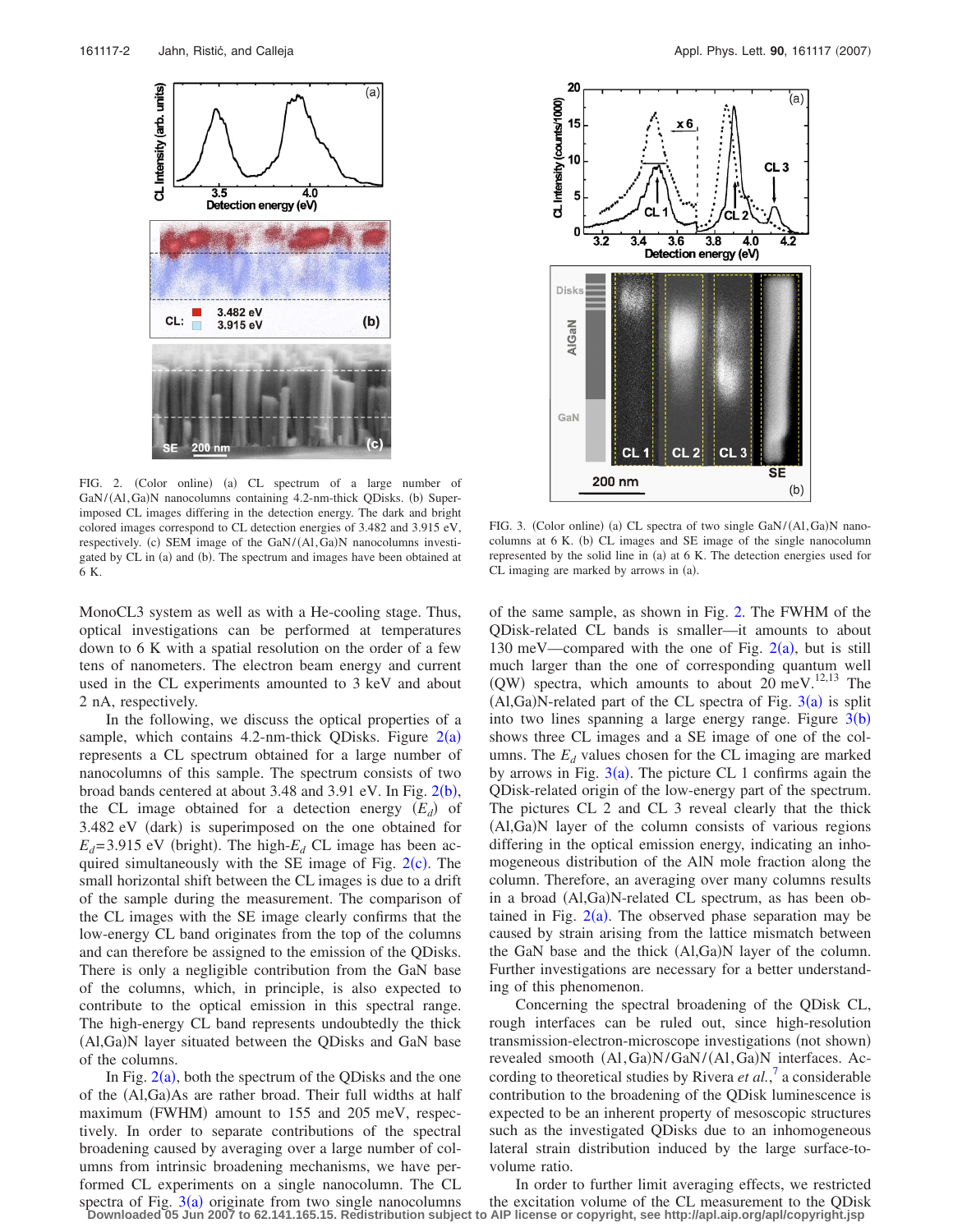FIG. 2. (Color online) (a) CL spectrum of a large number of GaN/(Al,Ga)N nanocolumns containing 4.2-nm-thick QDisks. (b) Superimposed CL images differing in the detection energy. The dark and bright colored images correspond to CL detection energies of 3.482 and 3.915 eV, respectively. (c) SEM image of the GaN/(Al,Ga)N nanocolumns investigated by CL in (a) and (b). The spectrum and images have been obtained at 6 K.

FIG. 3. (Color online) (a) CL spectra of two single GaN/(Al,Ga)N nanocolumns at 6 K. (b) CL images and SE image of the single nanocolumn represented by the solid line in (a) at 6 K. The detection energies used for CL imaging are marked by arrows in (a).

MonoCL3 system as well as with a He-cooling stage. Thus, optical investigations can be performed at temperatures down to 6 K with a spatial resolution on the order of a few tens of nanometers. The electron beam energy and current used in the CL experiments amounted to 3 keV and about 2 nA, respectively.

In the following, we discuss the optical properties of a sample, which contains 4.2-nm-thick QDisks. Figure 2(a) represents a CL spectrum obtained for a large number of nanocolumns of this sample. The spectrum consists of two broad bands centered at about 3.48 and 3.91 eV. In Fig. 2(b), the CL image obtained for a detection energy ($E_d$) of 3.482 eV (dark) is superimposed on the one obtained for $E_d$=3.915 eV (bright). The high-$E_d$ CL image has been acquired simultaneously with the SE image of Fig. 2(c). The small horizontal shift between the CL images is due to a drift of the sample during the measurement. The comparison of the CL images with the SE image clearly confirms that the low-energy CL band originates from the top of the columns and can therefore be assigned to the emission of the QDisks. There is only a negligible contribution from the GaN base of the columns, which, in principle, is also expected to contribute to the optical emission in this spectral range. The high-energy CL band represents undoubtedly the thick (Al,Ga)N layer situated between the QDisks and GaN base of the columns.

In Fig. 2(a), both the spectrum of the QDisks and the one of the (Al,Ga)As are rather broad. Their full widths at half maximum (FWHM) amount to 155 and 205 meV, respectively. In order to separate contributions of the spectral broadening caused by averaging over a large number of columns from intrinsic broadening mechanisms, we have performed CL experiments on a single nanocolumn. The CL spectra of Fig. 3(a) originate from two single nanocolumns of the same sample, as shown in Fig. 2. The FWHM of the QDisk-related CL bands is smaller—it amounts to about 130 meV—compared with the one of Fig. 2(a), but is still much larger than the one of corresponding quantum well (QW) spectra, which amounts to about 20 meV.[12,13] The (Al,Ga)N-related part of the CL spectra of Fig. 3(a) is split into two lines spanning a large energy range. Figure 3(b) shows three CL images and a SE image of one of the columns. The $E_d$ values chosen for the CL imaging are marked by arrows in Fig. 3(a). The picture CL 1 confirms again the QDisk-related origin of the low-energy part of the spectrum. The pictures CL 2 and CL 3 reveal clearly that the thick (Al,Ga)N layer of the column consists of various regions differing in the optical emission energy, indicating an inhomogeneous distribution of the AlN mole fraction along the column. Therefore, an averaging over many columns results in a broad (Al,Ga)N-related CL spectrum, as has been obtained in Fig. 2(a). The observed phase separation may be caused by strain arising from the lattice mismatch between the GaN base and the thick (Al,Ga)N layer of the column. Further investigations are necessary for a better understanding of this phenomenon.

Concerning the spectral broadening of the QDisk CL, rough interfaces can be ruled out, since high-resolution transmission-electron-microscope investigations (not shown) revealed smooth (Al,Ga)N/GaN/(Al,Ga)N interfaces. According to theoretical studies by Rivera *et al.*,[7] a considerable contribution to the broadening of the QDisk luminescence is expected to be an inherent property of mesoscopic structures such as the investigated QDisks due to an inhomogeneous lateral strain distribution induced by the large surface-to-volume ratio.

In order to further limit averaging effects, we restricted the excitation volume of the CL measurement to the QDisk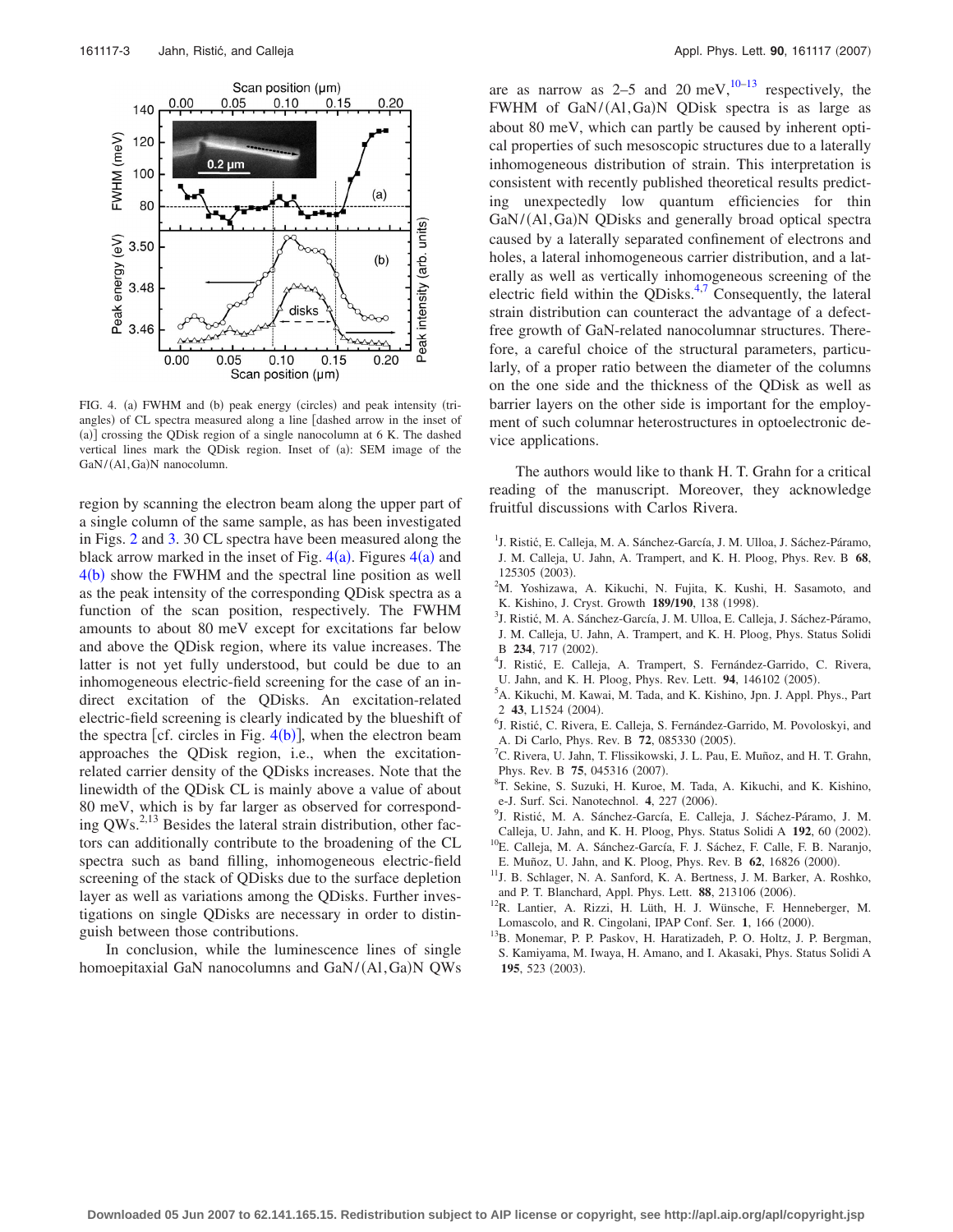Scan position (μm)

0.00 0.05 0.10 0.15 0.20

140

120

100

80

FWHM (meV)

0.2 μm

(a)

3.50

3.48

3.46

Peak energy (eV)

(b)

disks

Peak intensity (arb. units)

0.00 0.05 0.10 0.15 0.20

Scan position (μm)

FIG. 4. (a) FWHM and (b) peak energy (circles) and peak intensity (triangles) of CL spectra measured along a line [dashed arrow in the inset of (a)] crossing the QDisk region of a single nanocolumn at 6 K. The dashed vertical lines mark the QDisk region. Inset of (a): SEM image of the GaN/(Al,Ga)N nanocolumn.

region by scanning the electron beam along the upper part of a single column of the same sample, as has been investigated in Figs. 2 and 3. 30 CL spectra have been measured along the black arrow marked in the inset of Fig. 4(a). Figures 4(a) and 4(b) show the FWHM and the spectral line position as well as the peak intensity of the corresponding QDisk spectra as a function of the scan position, respectively. The FWHM amounts to about 80 meV except for excitations far below and above the QDisk region, where its value increases. The latter is not yet fully understood, but could be due to an inhomogeneous electric-field screening for the case of an indirect excitation of the QDisks. An excitation-related electric-field screening is clearly indicated by the blueshift of the spectra [cf. circles in Fig. 4(b)], when the electron beam approaches the QDisk region, i.e., when the excitation-related carrier density of the QDisks increases. Note that the linewidth of the QDisk CL is mainly above a value of about 80 meV, which is by far larger as observed for corresponding QWs.[2,13] Besides the lateral strain distribution, other factors can additionally contribute to the broadening of the CL spectra such as band filling, inhomogeneous electric-field screening of the stack of QDisks due to the surface depletion layer as well as variations among the QDisks. Further investigations on single QDisks are necessary in order to distinguish between those contributions.

In conclusion, while the luminescence lines of single homoepitaxial GaN nanocolumns and GaN/(Al,Ga)N QWs are as narrow as 2–5 and 20 meV,[10–13] respectively, the FWHM of GaN/(Al,Ga)N QDisk spectra is as large as about 80 meV, which can partly be caused by inherent optical properties of such mesoscopic structures due to a laterally inhomogeneous distribution of strain. This interpretation is consistent with recently published theoretical results predicting unexpectedly low quantum efficiencies for thin GaN/(Al,Ga)N QDisks and generally broad optical spectra caused by a laterally separated confinement of electrons and holes, a lateral inhomogeneous carrier distribution, and a laterally as well as vertically inhomogeneous screening of the electric field within the QDisks.[4,7] Consequently, the lateral strain distribution can counteract the advantage of a defect-free growth of GaN-related nanocolumnar structures. Therefore, a careful choice of the structural parameters, particularly, of a proper ratio between the diameter of the columns on the one side and the thickness of the QDisk as well as barrier layers on the other side is important for the employment of such columnar heterostructures in optoelectronic device applications.

The authors would like to thank H. T. Grahn for a critical reading of the manuscript. Moreover, they acknowledge fruitful discussions with Carlos Rivera.

[1] J. Ristić, E. Calleja, M. A. Sánchez-García, J. M. Ulloa, J. Sáchez-Páramo, J. M. Calleja, U. Jahn, A. Trampert, and K. H. Ploog, Phys. Rev. B **68**, 125305 (2003).

[2] M. Yoshizawa, A. Kikuchi, N. Fujita, K. Kushi, H. Sasamoto, and K. Kishino, J. Cryst. Growth **189/190**, 138 (1998).

[3] J. Ristić, M. A. Sánchez-García, J. M. Ulloa, E. Calleja, J. Sáchez-Páramo, J. M. Calleja, U. Jahn, A. Trampert, and K. H. Ploog, Phys. Status Solidi B **234**, 717 (2002).

[4] J. Ristić, E. Calleja, A. Trampert, S. Fernández-Garrido, C. Rivera, U. Jahn, and K. H. Ploog, Phys. Rev. Lett. **94**, 146102 (2005).

[5] A. Kikuchi, M. Kawai, M. Tada, and K. Kishino, Jpn. J. Appl. Phys., Part 2 **43**, L1524 (2004).

[6] J. Ristić, C. Rivera, E. Calleja, S. Fernández-Garrido, M. Povoloskyi, and A. Di Carlo, Phys. Rev. B **72**, 085330 (2005).

[7] C. Rivera, U. Jahn, T. Flissikowski, J. L. Pau, E. Muñoz, and H. T. Grahn, Phys. Rev. B **75**, 045316 (2007).

[8] T. Sekine, S. Suzuki, H. Kuroe, M. Tada, A. Kikuchi, and K. Kishino, e-J. Surf. Sci. Nanotechnol. **4**, 227 (2006).

[9] J. Ristić, M. A. Sánchez-García, E. Calleja, J. Sáchez-Páramo, J. M. Calleja, U. Jahn, and K. H. Ploog, Phys. Status Solidi A **192**, 60 (2002).

[10] E. Calleja, M. A. Sánchez-García, F. J. Sáchez, F. Calle, F. B. Naranjo, E. Muñoz, U. Jahn, and K. Ploog, Phys. Rev. B **62**, 16826 (2000).

[11] J. B. Schlager, N. A. Sanford, K. A. Bertness, J. M. Barker, A. Roshko, and P. T. Blanchard, Appl. Phys. Lett. **88**, 213106 (2006).

[12] R. Lantier, A. Rizzi, H. Lüth, H. J. Wünsche, F. Henneberger, M. Lomascolo, and R. Cingolani, IPAP Conf. Ser. **1**, 166 (2000).

[13] B. Monemar, P. P. Paskov, H. Haratizadeh, P. O. Holtz, J. P. Bergman, S. Kamiyama, M. Iwaya, H. Amano, and I. Akasaki, Phys. Status Solidi A **195**, 523 (2003).